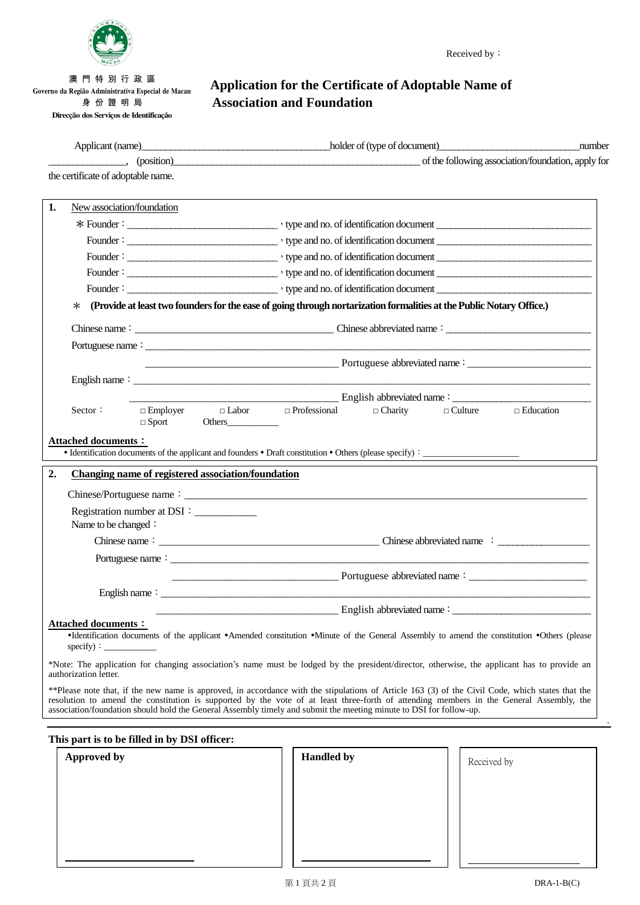澳門特別行政區
Governo da Região Administrativa Especial de Macau
身份證明局
Direcção dos Serviços de Identificação

Received by：

# Application for the Certificate of Adoptable Name of Association and Foundation

Applicant (name)______________________________________holder of (type of document)____________________________number _______________, (position)_________________________________________________ of the following association/foundation, apply for the certificate of adoptable name.

**1.** New association/foundation

＊Founder：_____________________________，type and no. of identification document _______________________________

Founder：_____________________________，type and no. of identification document _______________________________

Founder：_____________________________，type and no. of identification document _______________________________

Founder：_____________________________，type and no. of identification document _______________________________

Founder：_____________________________，type and no. of identification document _______________________________

＊ **(Provide at least two founders for the ease of going through nortarization formalities at the Public Notary Office.)**

Chinese name：________________________________________ Chinese abbreviated name：_____________________________

Portuguese name：______________________________________________________________________________________

______________________________________ Portuguese abbreviated name：________________________

English name：_________________________________________________________________________________________

__________________________________________ English abbreviated name：___________________________

Sector： □ Employer □ Labor □ Professional □ Charity □ Culture □ Education □ Sport Others___________

**Attached documents：**
• Identification documents of the applicant and founders • Draft constitution • Others (please specify)：___________________

**2. Changing name of registered association/foundation**

Chinese/Portuguese name：_________________________________________________________________________________

Registration number at DSI：___________

Name to be changed：

Chinese name：____________________________________________ Chinese abbreviated name ：_________________

Portuguese name：_____________________________________________________________________________________

_________________________________ Portuguese abbreviated name：_______________________

English name：________________________________________________________________________________________

___________________________________ English abbreviated name：___________________________

**Attached documents：**
•Identification documents of the applicant •Amended constitution •Minute of the General Assembly to amend the constitution •Others (please specify)：___________

*Note: The application for changing association's name must be lodged by the president/director, otherwise, the applicant has to provide an authorization letter.

**Please note that, if the new name is approved, in accordance with the stipulations of Article 163 (3) of the Civil Code, which states that the resolution to amend the constitution is supported by the vote of at least three-forth of attending members in the General Assembly, the association/foundation should hold the General Assembly timely and submit the meeting minute to DSI for follow-up.

**This part is to be filled in by DSI officer:**

| **Approved by** | **Handled by** | Received by |
|---|---|---|
| ____________________ | ____________________ | ____________________ |

DRA-1-B(C)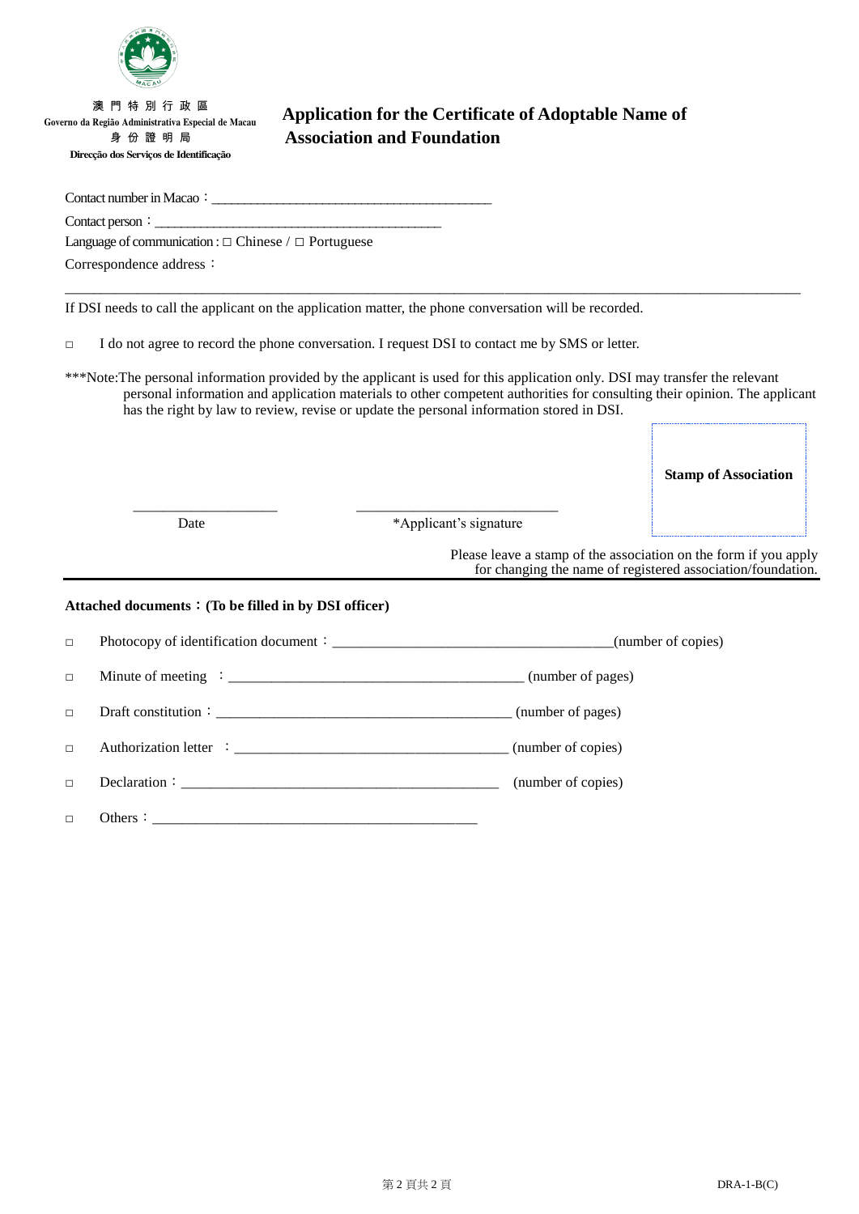澳 門 特 別 行 政 區
Governo da Região Administrativa Especial de Macau
身 份 證 明 局
Direcção dos Serviços de Identificação

# Application for the Certificate of Adoptable Name of Association and Foundation

Contact number in Macao：\_\_\_\_\_\_\_\_\_\_\_\_\_\_\_\_\_\_\_\_\_\_\_\_\_\_\_\_\_\_\_\_\_\_\_\_\_\_\_\_\_\_

Contact person：\_\_\_\_\_\_\_\_\_\_\_\_\_\_\_\_\_\_\_\_\_\_\_\_\_\_\_\_\_\_\_\_\_\_\_\_\_\_\_\_\_\_

Language of communication : □ Chinese / □ Portuguese

Correspondence address：

\_\_\_\_\_\_\_\_\_\_\_\_\_\_\_\_\_\_\_\_\_\_\_\_\_\_\_\_\_\_\_\_\_\_\_\_\_\_\_\_\_\_\_\_\_\_\_\_\_\_\_\_\_\_\_\_\_\_\_\_\_\_\_\_\_\_\_\_\_\_\_\_\_\_\_\_\_\_\_\_\_\_\_\_\_\_\_\_\_\_\_\_\_\_\_\_\_\_

If DSI needs to call the applicant on the application matter, the phone conversation will be recorded.

□ I do not agree to record the phone conversation. I request DSI to contact me by SMS or letter.

***Note:The personal information provided by the applicant is used for this application only. DSI may transfer the relevant personal information and application materials to other competent authorities for consulting their opinion. The applicant has the right by law to review, revise or update the personal information stored in DSI.

**Stamp of Association**

\_\_\_\_\_\_\_\_\_\_\_\_\_\_\_\_\_\_\_\_ Date

\_\_\_\_\_\_\_\_\_\_\_\_\_\_\_\_\_\_\_\_\_\_\_\_\_\_\_\_ *Applicant's signature

Please leave a stamp of the association on the form if you apply for changing the name of registered association/foundation.

---

**Attached documents：(To be filled in by DSI officer)**

□ Photocopy of identification document：\_\_\_\_\_\_\_\_\_\_\_\_\_\_\_\_\_\_\_\_\_\_\_\_\_\_\_\_\_\_\_\_\_\_\_\_\_\_\_(number of copies)

□ Minute of meeting ：\_\_\_\_\_\_\_\_\_\_\_\_\_\_\_\_\_\_\_\_\_\_\_\_\_\_\_\_\_\_\_\_\_\_\_\_\_\_\_\_\_ (number of pages)

□ Draft constitution：\_\_\_\_\_\_\_\_\_\_\_\_\_\_\_\_\_\_\_\_\_\_\_\_\_\_\_\_\_\_\_\_\_\_\_\_\_\_\_\_\_\_ (number of pages)

□ Authorization letter ：\_\_\_\_\_\_\_\_\_\_\_\_\_\_\_\_\_\_\_\_\_\_\_\_\_\_\_\_\_\_\_\_\_\_\_\_\_\_ (number of copies)

□ Declaration：\_\_\_\_\_\_\_\_\_\_\_\_\_\_\_\_\_\_\_\_\_\_\_\_\_\_\_\_\_\_\_\_\_\_\_\_\_\_\_\_\_\_\_\_\_\_ (number of copies)

□ Others：\_\_\_\_\_\_\_\_\_\_\_\_\_\_\_\_\_\_\_\_\_\_\_\_\_\_\_\_\_\_\_\_\_\_\_\_\_\_\_\_\_\_\_\_\_\_

DRA-1-B(C)